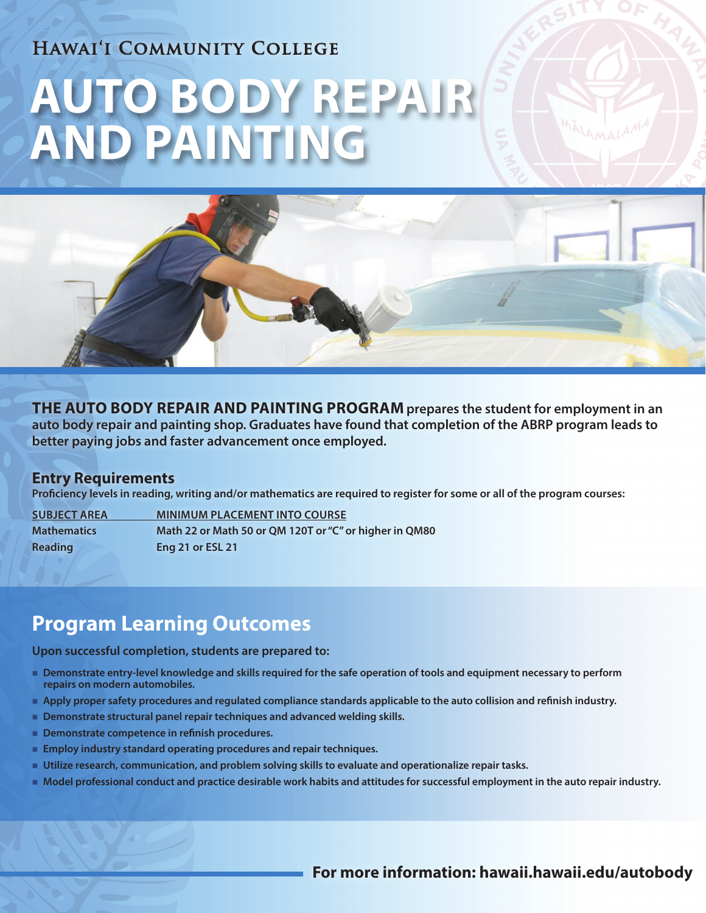HAWAIʻI COMMUNITY COLLEGE

# AUTO BODY REPAIR AND PAINTING

**THE AUTO BODY REPAIR AND PAINTING PROGRAM** **prepares the student for employment in an auto body repair and painting shop. Graduates have found that completion of the ABRP program leads to better paying jobs and faster advancement once employed.**

## Entry Requirements

**Proficiency levels in reading, writing and/or mathematics are required to register for some or all of the program courses:**

| SUBJECT AREA | MINIMUM PLACEMENT INTO COURSE |
| --- | --- |
| Mathematics | Math 22 or Math 50 or QM 120T or "C" or higher in QM80 |
| Reading | Eng 21 or ESL 21 |

## Program Learning Outcomes

**Upon successful completion, students are prepared to:**

- Demonstrate entry-level knowledge and skills required for the safe operation of tools and equipment necessary to perform repairs on modern automobiles.
- Apply proper safety procedures and regulated compliance standards applicable to the auto collision and refinish industry.
- Demonstrate structural panel repair techniques and advanced welding skills.
- Demonstrate competence in refinish procedures.
- Employ industry standard operating procedures and repair techniques.
- Utilize research, communication, and problem solving skills to evaluate and operationalize repair tasks.
- Model professional conduct and practice desirable work habits and attitudes for successful employment in the auto repair industry.

**For more information: hawaii.hawaii.edu/autobody**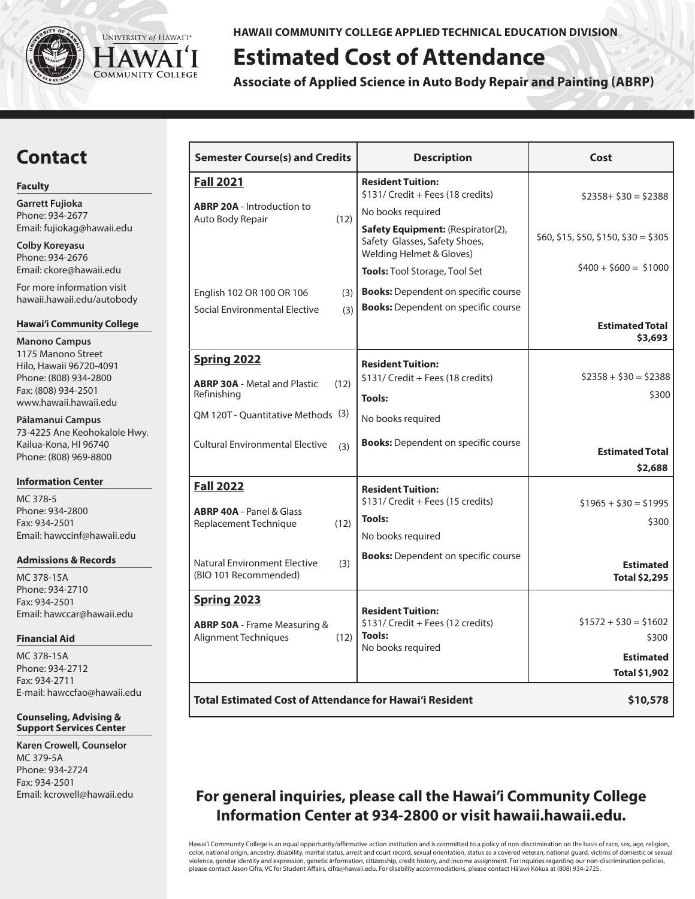HAWAII COMMUNITY COLLEGE APPLIED TECHNICAL EDUCATION DIVISION

# Estimated Cost of Attendance

**Associate of Applied Science in Auto Body Repair and Painting (ABRP)**

## Contact

### Faculty

**Garrett Fujioka**
Phone: 934-2677
Email: fujiokag@hawaii.edu

**Colby Koreyasu**
Phone: 934-2676
Email: ckore@hawaii.edu

For more information visit hawaii.hawaii.edu/autobody

### Hawai'i Community College

**Manono Campus**
1175 Manono Street
Hilo, Hawaii 96720-4091
Phone: (808) 934-2800
Fax: (808) 934-2501
www.hawaii.hawaii.edu

**Pālamanui Campus**
73-4225 Ane Keohokalole Hwy.
Kailua-Kona, HI 96740
Phone: (808) 969-8800

### Information Center

MC 378-5
Phone: 934-2800
Fax: 934-2501
Email: hawccinf@hawaii.edu

### Admissions & Records

MC 378-15A
Phone: 934-2710
Fax: 934-2501
Email: hawccar@hawaii.edu

### Financial Aid

MC 378-15A
Phone: 934-2712
Fax: 934-2711
E-mail: hawccfao@hawaii.edu

### Counseling, Advising & Support Services Center

**Karen Crowell, Counselor**
MC 379-5A
Phone: 934-2724
Fax: 934-2501
Email: kcrowell@hawaii.edu

| Semester Course(s) and Credits | Description | Cost |
|---|---|---|
| **Fall 2021** | | |
| **ABRP 20A** - Introduction to Auto Body Repair (12) | **Resident Tuition:** $131/ Credit + Fees (18 credits) | $2358+ $30 = $2388 |
| | No books required | |
| | **Safety Equipment:** (Respirator(2), Safety Glasses, Safety Shoes, Welding Helmet & Gloves) | $60, $15, $50, $150, $30 = $305 |
| | **Tools:** Tool Storage, Tool Set | $400 + $600 = $1000 |
| English 102 OR 100 OR 106 (3) | **Books:** Dependent on specific course | |
| Social Environmental Elective (3) | **Books:** Dependent on specific course | |
| | | **Estimated Total $3,693** |
| **Spring 2022** | | |
| **ABRP 30A** - Metal and Plastic Refinishing (12) | **Resident Tuition:** $131/ Credit + Fees (18 credits) | $2358 + $30 = $2388 |
| | **Tools:** | $300 |
| QM 120T - Quantitative Methods (3) | No books required | |
| Cultural Environmental Elective (3) | **Books:** Dependent on specific course | |
| | | **Estimated Total $2,688** |
| **Fall 2022** | | |
| **ABRP 40A** - Panel & Glass Replacement Technique (12) | **Resident Tuition:** $131/ Credit + Fees (15 credits) | $1965 + $30 = $1995 |
| | **Tools:** | $300 |
| | No books required | |
| Natural Environment Elective (BIO 101 Recommended) (3) | **Books:** Dependent on specific course | |
| | | **Estimated Total $2,295** |
| **Spring 2023** | | |
| **ABRP 50A** - Frame Measuring & Alignment Techniques (12) | **Resident Tuition:** $131/ Credit + Fees (12 credits) | $1572 + $30 = $1602 |
| | **Tools:** | $300 |
| | No books required | |
| | | **Estimated Total $1,902** |
| **Total Estimated Cost of Attendance for Hawai'i Resident** | | **$10,578** |

**For general inquiries, please call the Hawai'i Community College Information Center at 934-2800 or visit hawaii.hawaii.edu.**

Hawai'i Community College is an equal opportunity/affirmative action institution and is committed to a policy of non-discrimination on the basis of race, sex, age, religion, color, national origin, ancestry, disability, marital status, arrest and court record, sexual orientation, status as a covered veteran, national guard, victims of domestic or sexual violence, gender identity and expression, genetic information, citizenship, credit history, and income assignment. For inquiries regarding our non-discrimination policies, please contact Jason Cifra, VC for Student Affairs, cifra@hawaii.edu. For disability accommodations, please contact Hā'awi Kōkua at (808) 934-2725.